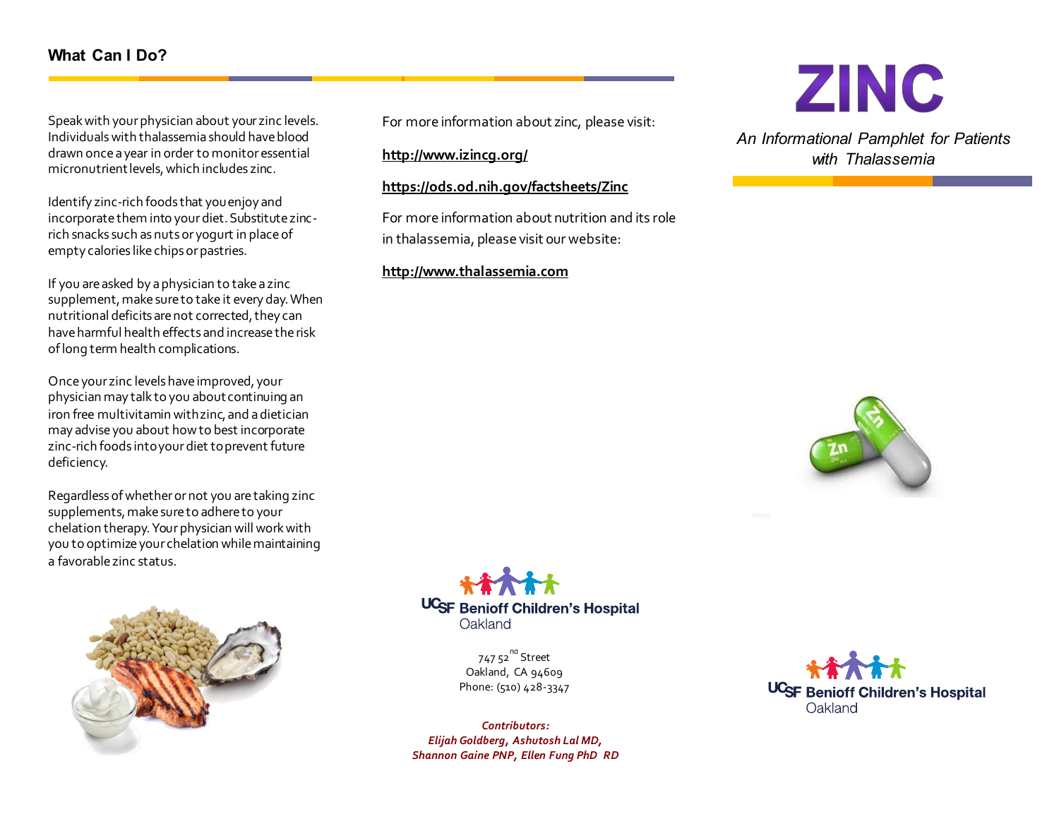## What Can I Do?

Speak with your physician about your zinc levels. Individuals with thalassemia should have blood drawn once a year in order to monitor essential micronutrient levels, which includes zinc.

Identify zinc-rich foods that you enjoy and incorporate them into your diet. Substitute zinc-rich snacks such as nuts or yogurt in place of empty calories like chips or pastries.

If you are asked by a physician to take a zinc supplement, make sure to take it every day. When nutritional deficits are not corrected, they can have harmful health effects and increase the risk of long term health complications.

Once your zinc levels have improved, your physician may talk to you about continuing an iron free multivitamin with zinc, and a dietician may advise you about how to best incorporate zinc-rich foods into your diet to prevent future deficiency.

Regardless of whether or not you are taking zinc supplements, make sure to adhere to your chelation therapy. Your physician will work with you to optimize your chelation while maintaining a favorable zinc status.

For more information about zinc, please visit:

**http://www.izincg.org/**

**https://ods.od.nih.gov/factsheets/Zinc**

For more information about nutrition and its role in thalassemia, please visit our website:

**http://www.thalassemia.com**

UCSF Benioff Children's Hospital Oakland

747 52nd Street
Oakland, CA 94609
Phone: (510) 428-3347

***Contributors:***
***Elijah Goldberg, Ashutosh Lal MD, Shannon Gaine PNP, Ellen Fung PhD RD***

# ZINC

*An Informational Pamphlet for Patients with Thalassemia*

UCSF Benioff Children's Hospital Oakland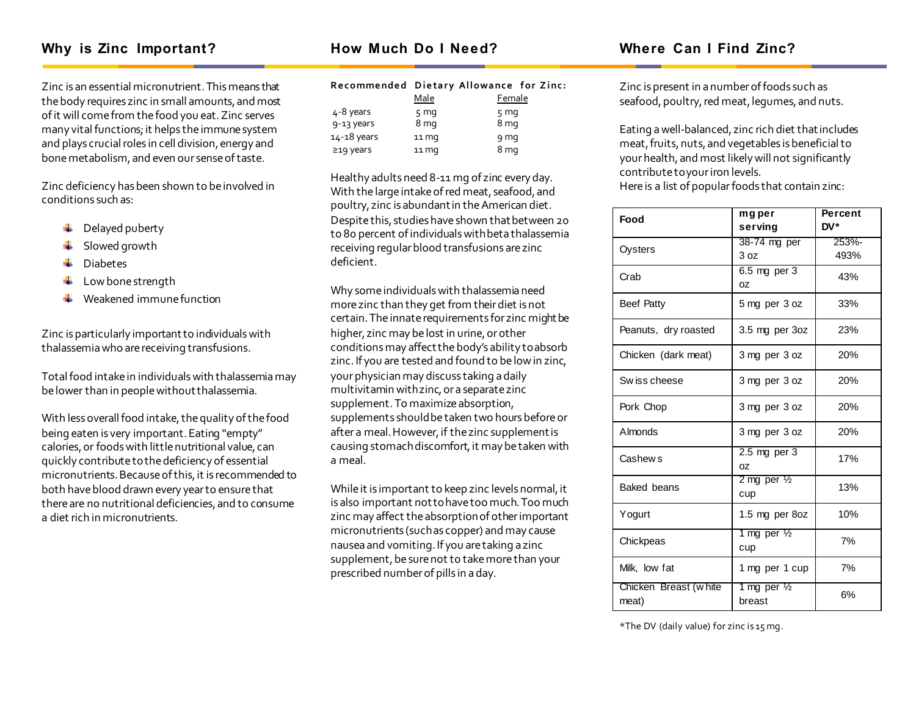## Why is Zinc Important?

Zinc is an essential micronutrient. This means that the body requires zinc in small amounts, and most of it will come from the food you eat. Zinc serves many vital functions; it helps the immune system and plays crucial roles in cell division, energy and bone metabolism, and even our sense of taste.

Zinc deficiency has been shown to be involved in conditions such as:

- Delayed puberty
- Slowed growth
- Diabetes
- Low bone strength
- Weakened immune function

Zinc is particularly important to individuals with thalassemia who are receiving transfusions.

Total food intake in individuals with thalassemia may be lower than in people without thalassemia.

With less overall food intake, the quality of the food being eaten is very important. Eating "empty" calories, or foods with little nutritional value, can quickly contribute to the deficiency of essential micronutrients. Because of this, it is recommended to both have blood drawn every year to ensure that there are no nutritional deficiencies, and to consume a diet rich in micronutrients.

## How Much Do I Need?

**Recommended Dietary Allowance for Zinc:**

| | Male | Female |
|---|---|---|
| 4-8 years | 5 mg | 5 mg |
| 9-13 years | 8 mg | 8 mg |
| 14-18 years | 11 mg | 9 mg |
| ≥19 years | 11 mg | 8 mg |

Healthy adults need 8-11 mg of zinc every day. With the large intake of red meat, seafood, and poultry, zinc is abundant in the American diet. Despite this, studies have shown that between 20 to 80 percent of individuals with beta thalassemia receiving regular blood transfusions are zinc deficient.

Why some individuals with thalassemia need more zinc than they get from their diet is not certain. The innate requirements for zinc might be higher, zinc may be lost in urine, or other conditions may affect the body's ability to absorb zinc. If you are tested and found to be low in zinc, your physician may discuss taking a daily multivitamin with zinc, or a separate zinc supplement. To maximize absorption, supplements should be taken two hours before or after a meal. However, if the zinc supplement is causing stomach discomfort, it may be taken with a meal.

While it is important to keep zinc levels normal, it is also important not to have too much. Too much zinc may affect the absorption of other important micronutrients (such as copper) and may cause nausea and vomiting. If you are taking a zinc supplement, be sure not to take more than your prescribed number of pills in a day.

## Where Can I Find Zinc?

Zinc is present in a number of foods such as seafood, poultry, red meat, legumes, and nuts.

Eating a well-balanced, zinc rich diet that includes meat, fruits, nuts, and vegetables is beneficial to your health, and most likely will not significantly contribute to your iron levels.
Here is a list of popular foods that contain zinc:

| Food | mg per serving | Percent DV* |
|---|---|---|
| Oysters | 38-74 mg per 3 oz | 253%-493% |
| Crab | 6.5 mg per 3 oz | 43% |
| Beef Patty | 5 mg per 3 oz | 33% |
| Peanuts, dry roasted | 3.5 mg per 3oz | 23% |
| Chicken (dark meat) | 3 mg per 3 oz | 20% |
| Swiss cheese | 3 mg per 3 oz | 20% |
| Pork Chop | 3 mg per 3 oz | 20% |
| Almonds | 3 mg per 3 oz | 20% |
| Cashews | 2.5 mg per 3 oz | 17% |
| Baked beans | 2 mg per ½ cup | 13% |
| Yogurt | 1.5 mg per 8oz | 10% |
| Chickpeas | 1 mg per ½ cup | 7% |
| Milk, low fat | 1 mg per 1 cup | 7% |
| Chicken Breast (white meat) | 1 mg per ½ breast | 6% |

*The DV (daily value) for zinc is 15 mg.